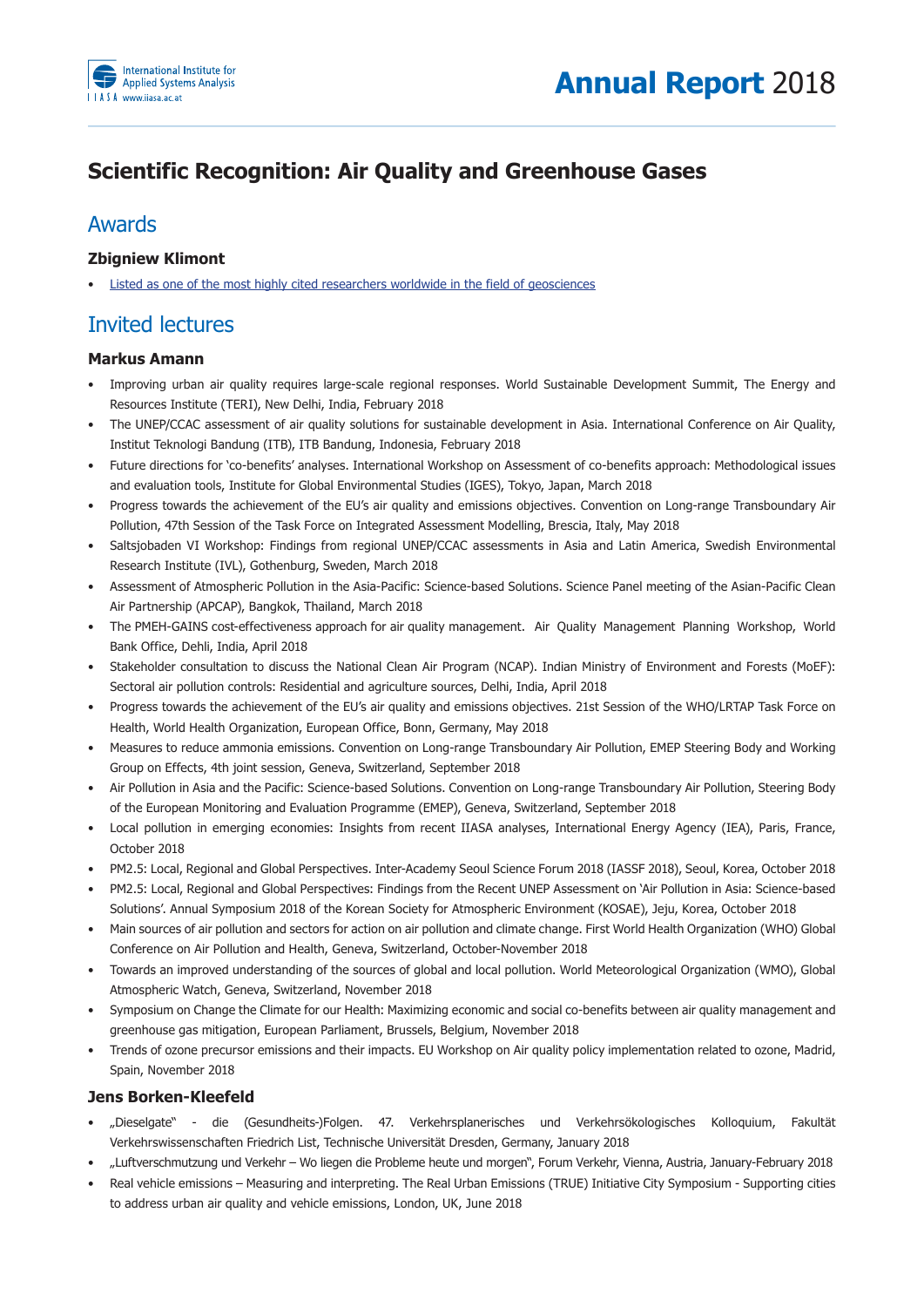# Scientific Recognition: Air Quality and Greenhouse Gases

## Awards

### Zbigniew Klimont

- Listed as one of the most highly cited researchers worldwide in the field of geosciences

## Invited lectures

### Markus Amann

- Improving urban air quality requires large-scale regional responses. World Sustainable Development Summit, The Energy and Resources Institute (TERI), New Delhi, India, February 2018
- The UNEP/CCAC assessment of air quality solutions for sustainable development in Asia. International Conference on Air Quality, Institut Teknologi Bandung (ITB), ITB Bandung, Indonesia, February 2018
- Future directions for 'co-benefits' analyses. International Workshop on Assessment of co-benefits approach: Methodological issues and evaluation tools, Institute for Global Environmental Studies (IGES), Tokyo, Japan, March 2018
- Progress towards the achievement of the EU's air quality and emissions objectives. Convention on Long-range Transboundary Air Pollution, 47th Session of the Task Force on Integrated Assessment Modelling, Brescia, Italy, May 2018
- Saltsjobaden VI Workshop: Findings from regional UNEP/CCAC assessments in Asia and Latin America, Swedish Environmental Research Institute (IVL), Gothenburg, Sweden, March 2018
- Assessment of Atmospheric Pollution in the Asia-Pacific: Science-based Solutions. Science Panel meeting of the Asian-Pacific Clean Air Partnership (APCAP), Bangkok, Thailand, March 2018
- The PMEH-GAINS cost-effectiveness approach for air quality management. Air Quality Management Planning Workshop, World Bank Office, Dehli, India, April 2018
- Stakeholder consultation to discuss the National Clean Air Program (NCAP). Indian Ministry of Environment and Forests (MoEF): Sectoral air pollution controls: Residential and agriculture sources, Delhi, India, April 2018
- Progress towards the achievement of the EU's air quality and emissions objectives. 21st Session of the WHO/LRTAP Task Force on Health, World Health Organization, European Office, Bonn, Germany, May 2018
- Measures to reduce ammonia emissions. Convention on Long-range Transboundary Air Pollution, EMEP Steering Body and Working Group on Effects, 4th joint session, Geneva, Switzerland, September 2018
- Air Pollution in Asia and the Pacific: Science-based Solutions. Convention on Long-range Transboundary Air Pollution, Steering Body of the European Monitoring and Evaluation Programme (EMEP), Geneva, Switzerland, September 2018
- Local pollution in emerging economies: Insights from recent IIASA analyses, International Energy Agency (IEA), Paris, France, October 2018
- PM2.5: Local, Regional and Global Perspectives. Inter-Academy Seoul Science Forum 2018 (IASSF 2018), Seoul, Korea, October 2018
- PM2.5: Local, Regional and Global Perspectives: Findings from the Recent UNEP Assessment on 'Air Pollution in Asia: Science-based Solutions'. Annual Symposium 2018 of the Korean Society for Atmospheric Environment (KOSAE), Jeju, Korea, October 2018
- Main sources of air pollution and sectors for action on air pollution and climate change. First World Health Organization (WHO) Global Conference on Air Pollution and Health, Geneva, Switzerland, October-November 2018
- Towards an improved understanding of the sources of global and local pollution. World Meteorological Organization (WMO), Global Atmospheric Watch, Geneva, Switzerland, November 2018
- Symposium on Change the Climate for our Health: Maximizing economic and social co-benefits between air quality management and greenhouse gas mitigation, European Parliament, Brussels, Belgium, November 2018
- Trends of ozone precursor emissions and their impacts. EU Workshop on Air quality policy implementation related to ozone, Madrid, Spain, November 2018

### Jens Borken-Kleefeld

- „Dieselgate" - die (Gesundheits-)Folgen. 47. Verkehrsplanerisches und Verkehrsökologisches Kolloquium, Fakultät Verkehrswissenschaften Friedrich List, Technische Universität Dresden, Germany, January 2018
- „Luftverschmutzung und Verkehr – Wo liegen die Probleme heute und morgen", Forum Verkehr, Vienna, Austria, January-February 2018
- Real vehicle emissions – Measuring and interpreting. The Real Urban Emissions (TRUE) Initiative City Symposium - Supporting cities to address urban air quality and vehicle emissions, London, UK, June 2018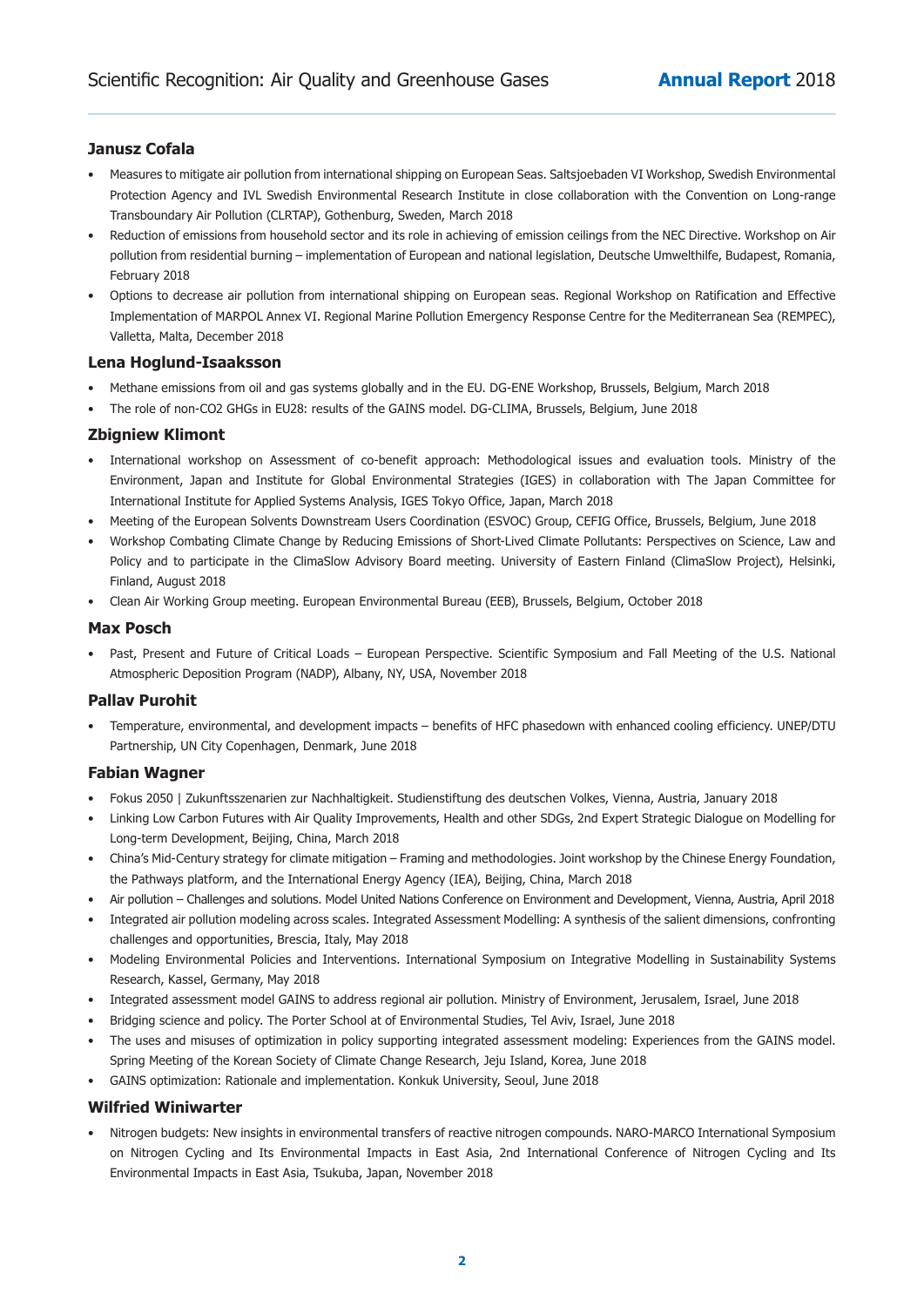### Janusz Cofala

- Measures to mitigate air pollution from international shipping on European Seas. Saltsjoebaden VI Workshop, Swedish Environmental Protection Agency and IVL Swedish Environmental Research Institute in close collaboration with the Convention on Long-range Transboundary Air Pollution (CLRTAP), Gothenburg, Sweden, March 2018
- Reduction of emissions from household sector and its role in achieving of emission ceilings from the NEC Directive. Workshop on Air pollution from residential burning – implementation of European and national legislation, Deutsche Umwelthilfe, Budapest, Romania, February 2018
- Options to decrease air pollution from international shipping on European seas. Regional Workshop on Ratification and Effective Implementation of MARPOL Annex VI. Regional Marine Pollution Emergency Response Centre for the Mediterranean Sea (REMPEC), Valletta, Malta, December 2018

### Lena Hoglund-Isaaksson

- Methane emissions from oil and gas systems globally and in the EU. DG-ENE Workshop, Brussels, Belgium, March 2018
- The role of non-CO2 GHGs in EU28: results of the GAINS model. DG-CLIMA, Brussels, Belgium, June 2018

### Zbigniew Klimont

- International workshop on Assessment of co-benefit approach: Methodological issues and evaluation tools. Ministry of the Environment, Japan and Institute for Global Environmental Strategies (IGES) in collaboration with The Japan Committee for International Institute for Applied Systems Analysis, IGES Tokyo Office, Japan, March 2018
- Meeting of the European Solvents Downstream Users Coordination (ESVOC) Group, CEFIG Office, Brussels, Belgium, June 2018
- Workshop Combating Climate Change by Reducing Emissions of Short-Lived Climate Pollutants: Perspectives on Science, Law and Policy and to participate in the ClimaSlow Advisory Board meeting. University of Eastern Finland (ClimaSlow Project), Helsinki, Finland, August 2018
- Clean Air Working Group meeting. European Environmental Bureau (EEB), Brussels, Belgium, October 2018

### Max Posch

- Past, Present and Future of Critical Loads – European Perspective. Scientific Symposium and Fall Meeting of the U.S. National Atmospheric Deposition Program (NADP), Albany, NY, USA, November 2018

### Pallav Purohit

- Temperature, environmental, and development impacts – benefits of HFC phasedown with enhanced cooling efficiency. UNEP/DTU Partnership, UN City Copenhagen, Denmark, June 2018

### Fabian Wagner

- Fokus 2050 | Zukunftsszenarien zur Nachhaltigkeit. Studienstiftung des deutschen Volkes, Vienna, Austria, January 2018
- Linking Low Carbon Futures with Air Quality Improvements, Health and other SDGs, 2nd Expert Strategic Dialogue on Modelling for Long-term Development, Beijing, China, March 2018
- China's Mid-Century strategy for climate mitigation – Framing and methodologies. Joint workshop by the Chinese Energy Foundation, the Pathways platform, and the International Energy Agency (IEA), Beijing, China, March 2018
- Air pollution – Challenges and solutions. Model United Nations Conference on Environment and Development, Vienna, Austria, April 2018
- Integrated air pollution modeling across scales. Integrated Assessment Modelling: A synthesis of the salient dimensions, confronting challenges and opportunities, Brescia, Italy, May 2018
- Modeling Environmental Policies and Interventions. International Symposium on Integrative Modelling in Sustainability Systems Research, Kassel, Germany, May 2018
- Integrated assessment model GAINS to address regional air pollution. Ministry of Environment, Jerusalem, Israel, June 2018
- Bridging science and policy. The Porter School at of Environmental Studies, Tel Aviv, Israel, June 2018
- The uses and misuses of optimization in policy supporting integrated assessment modeling: Experiences from the GAINS model. Spring Meeting of the Korean Society of Climate Change Research, Jeju Island, Korea, June 2018
- GAINS optimization: Rationale and implementation. Konkuk University, Seoul, June 2018

### Wilfried Winiwarter

- Nitrogen budgets: New insights in environmental transfers of reactive nitrogen compounds. NARO-MARCO International Symposium on Nitrogen Cycling and Its Environmental Impacts in East Asia, 2nd International Conference of Nitrogen Cycling and Its Environmental Impacts in East Asia, Tsukuba, Japan, November 2018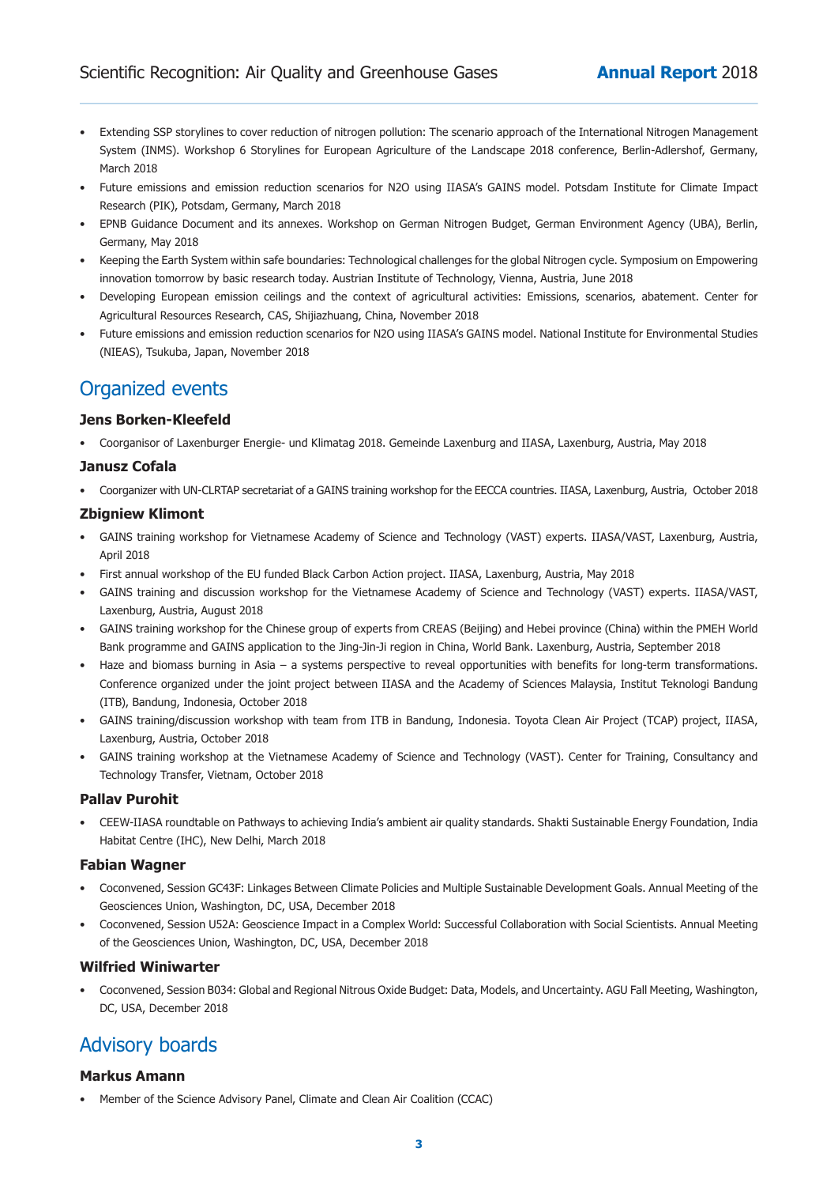- Extending SSP storylines to cover reduction of nitrogen pollution: The scenario approach of the International Nitrogen Management System (INMS). Workshop 6 Storylines for European Agriculture of the Landscape 2018 conference, Berlin-Adlershof, Germany, March 2018
- Future emissions and emission reduction scenarios for N2O using IIASA's GAINS model. Potsdam Institute for Climate Impact Research (PIK), Potsdam, Germany, March 2018
- EPNB Guidance Document and its annexes. Workshop on German Nitrogen Budget, German Environment Agency (UBA), Berlin, Germany, May 2018
- Keeping the Earth System within safe boundaries: Technological challenges for the global Nitrogen cycle. Symposium on Empowering innovation tomorrow by basic research today. Austrian Institute of Technology, Vienna, Austria, June 2018
- Developing European emission ceilings and the context of agricultural activities: Emissions, scenarios, abatement. Center for Agricultural Resources Research, CAS, Shijiazhuang, China, November 2018
- Future emissions and emission reduction scenarios for N2O using IIASA's GAINS model. National Institute for Environmental Studies (NIEAS), Tsukuba, Japan, November 2018

## Organized events

### Jens Borken-Kleefeld

- Coorganisor of Laxenburger Energie- und Klimatag 2018. Gemeinde Laxenburg and IIASA, Laxenburg, Austria, May 2018

### Janusz Cofala

- Coorganizer with UN-CLRTAP secretariat of a GAINS training workshop for the EECCA countries. IIASA, Laxenburg, Austria, October 2018

### Zbigniew Klimont

- GAINS training workshop for Vietnamese Academy of Science and Technology (VAST) experts. IIASA/VAST, Laxenburg, Austria, April 2018
- First annual workshop of the EU funded Black Carbon Action project. IIASA, Laxenburg, Austria, May 2018
- GAINS training and discussion workshop for the Vietnamese Academy of Science and Technology (VAST) experts. IIASA/VAST, Laxenburg, Austria, August 2018
- GAINS training workshop for the Chinese group of experts from CREAS (Beijing) and Hebei province (China) within the PMEH World Bank programme and GAINS application to the Jing-Jin-Ji region in China, World Bank. Laxenburg, Austria, September 2018
- Haze and biomass burning in Asia – a systems perspective to reveal opportunities with benefits for long-term transformations. Conference organized under the joint project between IIASA and the Academy of Sciences Malaysia, Institut Teknologi Bandung (ITB), Bandung, Indonesia, October 2018
- GAINS training/discussion workshop with team from ITB in Bandung, Indonesia. Toyota Clean Air Project (TCAP) project, IIASA, Laxenburg, Austria, October 2018
- GAINS training workshop at the Vietnamese Academy of Science and Technology (VAST). Center for Training, Consultancy and Technology Transfer, Vietnam, October 2018

### Pallav Purohit

- CEEW-IIASA roundtable on Pathways to achieving India's ambient air quality standards. Shakti Sustainable Energy Foundation, India Habitat Centre (IHC), New Delhi, March 2018

### Fabian Wagner

- Coconvened, Session GC43F: Linkages Between Climate Policies and Multiple Sustainable Development Goals. Annual Meeting of the Geosciences Union, Washington, DC, USA, December 2018
- Coconvened, Session U52A: Geoscience Impact in a Complex World: Successful Collaboration with Social Scientists. Annual Meeting of the Geosciences Union, Washington, DC, USA, December 2018

### Wilfried Winiwarter

- Coconvened, Session B034: Global and Regional Nitrous Oxide Budget: Data, Models, and Uncertainty. AGU Fall Meeting, Washington, DC, USA, December 2018

## Advisory boards

### Markus Amann

- Member of the Science Advisory Panel, Climate and Clean Air Coalition (CCAC)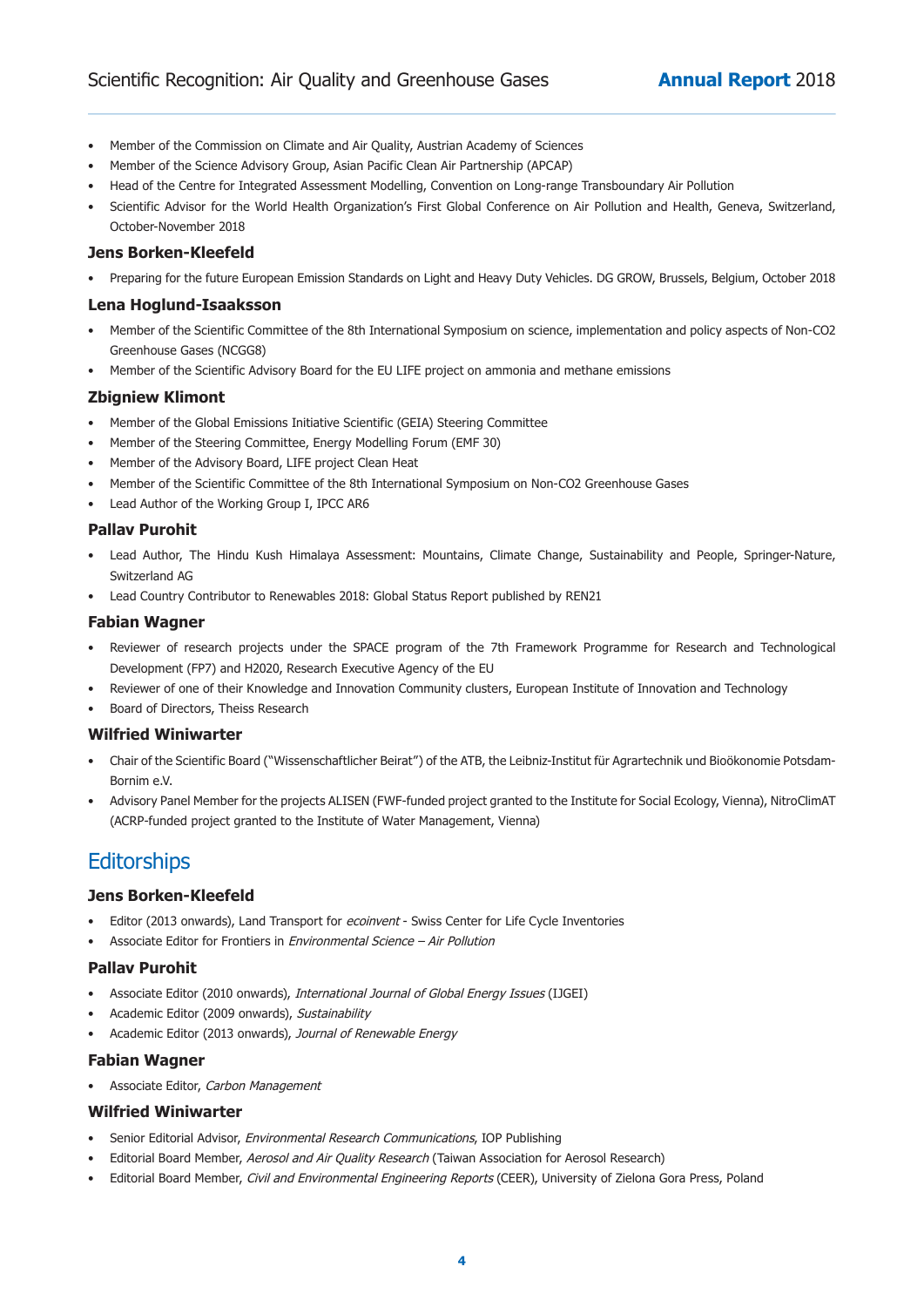- Member of the Commission on Climate and Air Quality, Austrian Academy of Sciences
- Member of the Science Advisory Group, Asian Pacific Clean Air Partnership (APCAP)
- Head of the Centre for Integrated Assessment Modelling, Convention on Long-range Transboundary Air Pollution
- Scientific Advisor for the World Health Organization's First Global Conference on Air Pollution and Health, Geneva, Switzerland, October-November 2018

### Jens Borken-Kleefeld

- Preparing for the future European Emission Standards on Light and Heavy Duty Vehicles. DG GROW, Brussels, Belgium, October 2018

### Lena Hoglund-Isaaksson

- Member of the Scientific Committee of the 8th International Symposium on science, implementation and policy aspects of Non-CO2 Greenhouse Gases (NCGG8)
- Member of the Scientific Advisory Board for the EU LIFE project on ammonia and methane emissions

### Zbigniew Klimont

- Member of the Global Emissions Initiative Scientific (GEIA) Steering Committee
- Member of the Steering Committee, Energy Modelling Forum (EMF 30)
- Member of the Advisory Board, LIFE project Clean Heat
- Member of the Scientific Committee of the 8th International Symposium on Non-CO2 Greenhouse Gases
- Lead Author of the Working Group I, IPCC AR6

### Pallav Purohit

- Lead Author, The Hindu Kush Himalaya Assessment: Mountains, Climate Change, Sustainability and People, Springer-Nature, Switzerland AG
- Lead Country Contributor to Renewables 2018: Global Status Report published by REN21

### Fabian Wagner

- Reviewer of research projects under the SPACE program of the 7th Framework Programme for Research and Technological Development (FP7) and H2020, Research Executive Agency of the EU
- Reviewer of one of their Knowledge and Innovation Community clusters, European Institute of Innovation and Technology
- Board of Directors, Theiss Research

### Wilfried Winiwarter

- Chair of the Scientific Board ("Wissenschaftlicher Beirat") of the ATB, the Leibniz-Institut für Agrartechnik und Bioökonomie Potsdam-Bornim e.V.
- Advisory Panel Member for the projects ALISEN (FWF-funded project granted to the Institute for Social Ecology, Vienna), NitroClimAT (ACRP-funded project granted to the Institute of Water Management, Vienna)

## Editorships

### Jens Borken-Kleefeld

- Editor (2013 onwards), Land Transport for *ecoinvent* - Swiss Center for Life Cycle Inventories
- Associate Editor for Frontiers in *Environmental Science – Air Pollution*

### Pallav Purohit

- Associate Editor (2010 onwards), *International Journal of Global Energy Issues* (IJGEI)
- Academic Editor (2009 onwards), *Sustainability*
- Academic Editor (2013 onwards), *Journal of Renewable Energy*

### Fabian Wagner

- Associate Editor, *Carbon Management*

### Wilfried Winiwarter

- Senior Editorial Advisor, *Environmental Research Communications*, IOP Publishing
- Editorial Board Member, *Aerosol and Air Quality Research* (Taiwan Association for Aerosol Research)
- Editorial Board Member, *Civil and Environmental Engineering Reports* (CEER), University of Zielona Gora Press, Poland